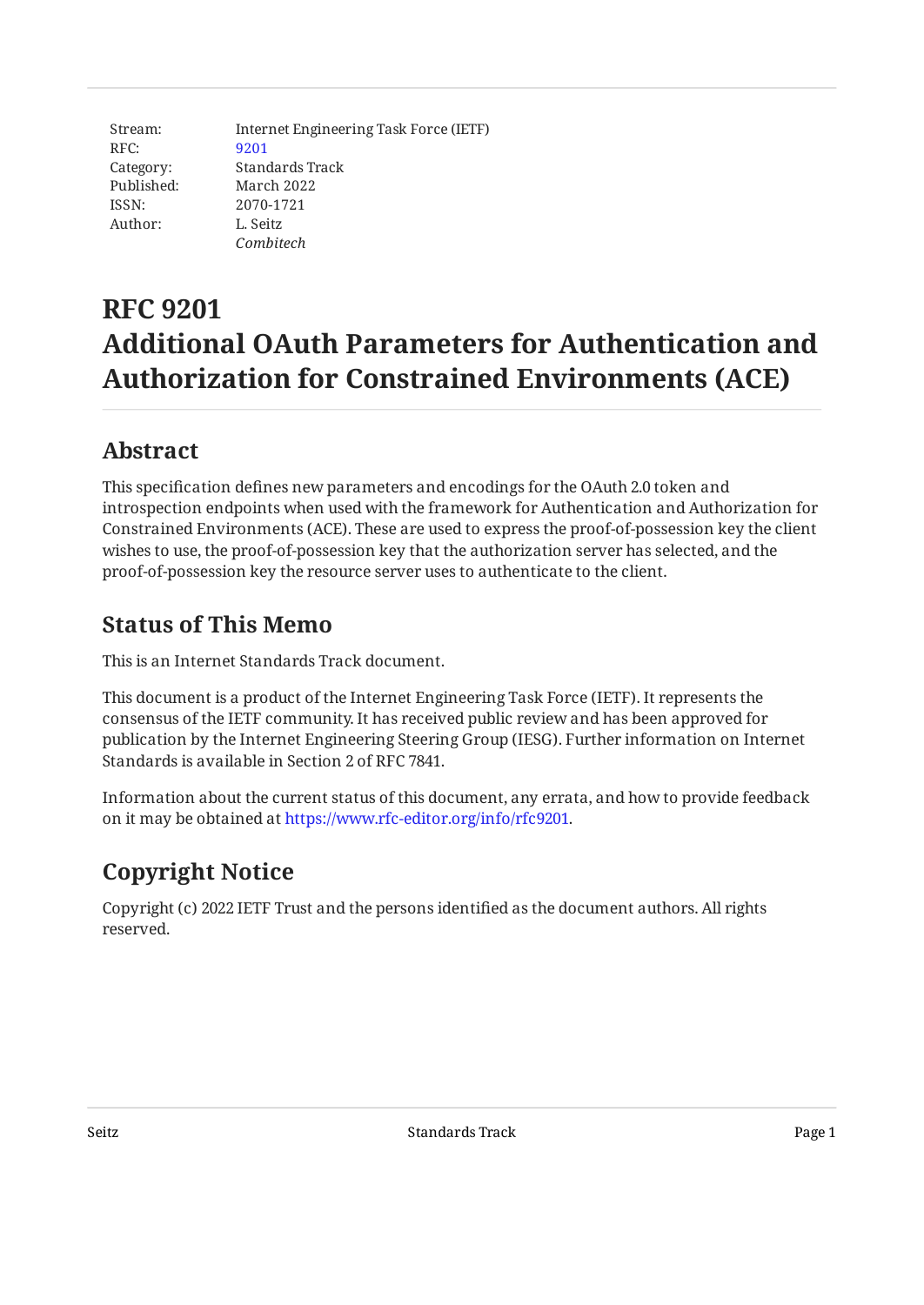Stream: Internet Engineering Task Force (IETF)
RFC: 9201
Category: Standards Track
Published: March 2022
ISSN: 2070-1721
Author: L. Seitz
*Combitech*

# RFC 9201
# Additional OAuth Parameters for Authentication and Authorization for Constrained Environments (ACE)

## Abstract

This specification defines new parameters and encodings for the OAuth 2.0 token and introspection endpoints when used with the framework for Authentication and Authorization for Constrained Environments (ACE). These are used to express the proof-of-possession key the client wishes to use, the proof-of-possession key that the authorization server has selected, and the proof-of-possession key the resource server uses to authenticate to the client.

## Status of This Memo

This is an Internet Standards Track document.

This document is a product of the Internet Engineering Task Force (IETF). It represents the consensus of the IETF community. It has received public review and has been approved for publication by the Internet Engineering Steering Group (IESG). Further information on Internet Standards is available in Section 2 of RFC 7841.

Information about the current status of this document, any errata, and how to provide feedback on it may be obtained at https://www.rfc-editor.org/info/rfc9201.

## Copyright Notice

Copyright (c) 2022 IETF Trust and the persons identified as the document authors. All rights reserved.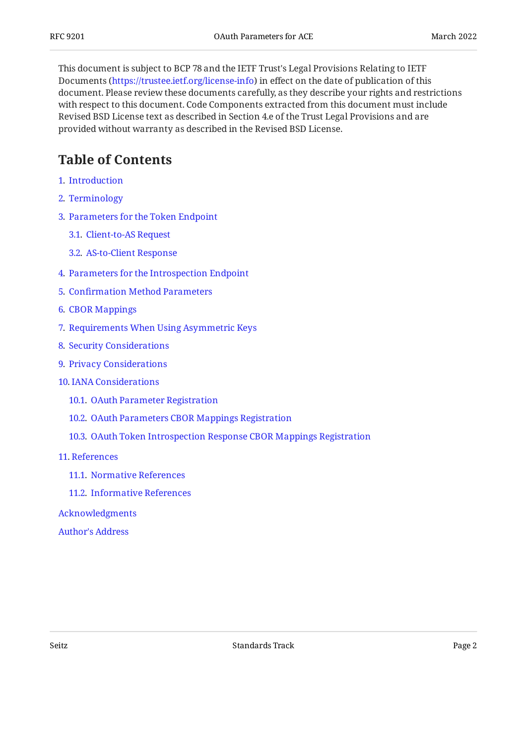This document is subject to BCP 78 and the IETF Trust's Legal Provisions Relating to IETF Documents (https://trustee.ietf.org/license-info) in effect on the date of publication of this document. Please review these documents carefully, as they describe your rights and restrictions with respect to this document. Code Components extracted from this document must include Revised BSD License text as described in Section 4.e of the Trust Legal Provisions and are provided without warranty as described in the Revised BSD License.

## Table of Contents

1. Introduction
2. Terminology
3. Parameters for the Token Endpoint
   - 3.1. Client-to-AS Request
   - 3.2. AS-to-Client Response
4. Parameters for the Introspection Endpoint
5. Confirmation Method Parameters
6. CBOR Mappings
7. Requirements When Using Asymmetric Keys
8. Security Considerations
9. Privacy Considerations
10. IANA Considerations
    - 10.1. OAuth Parameter Registration
    - 10.2. OAuth Parameters CBOR Mappings Registration
    - 10.3. OAuth Token Introspection Response CBOR Mappings Registration
11. References
    - 11.1. Normative References
    - 11.2. Informative References

Acknowledgments

Author's Address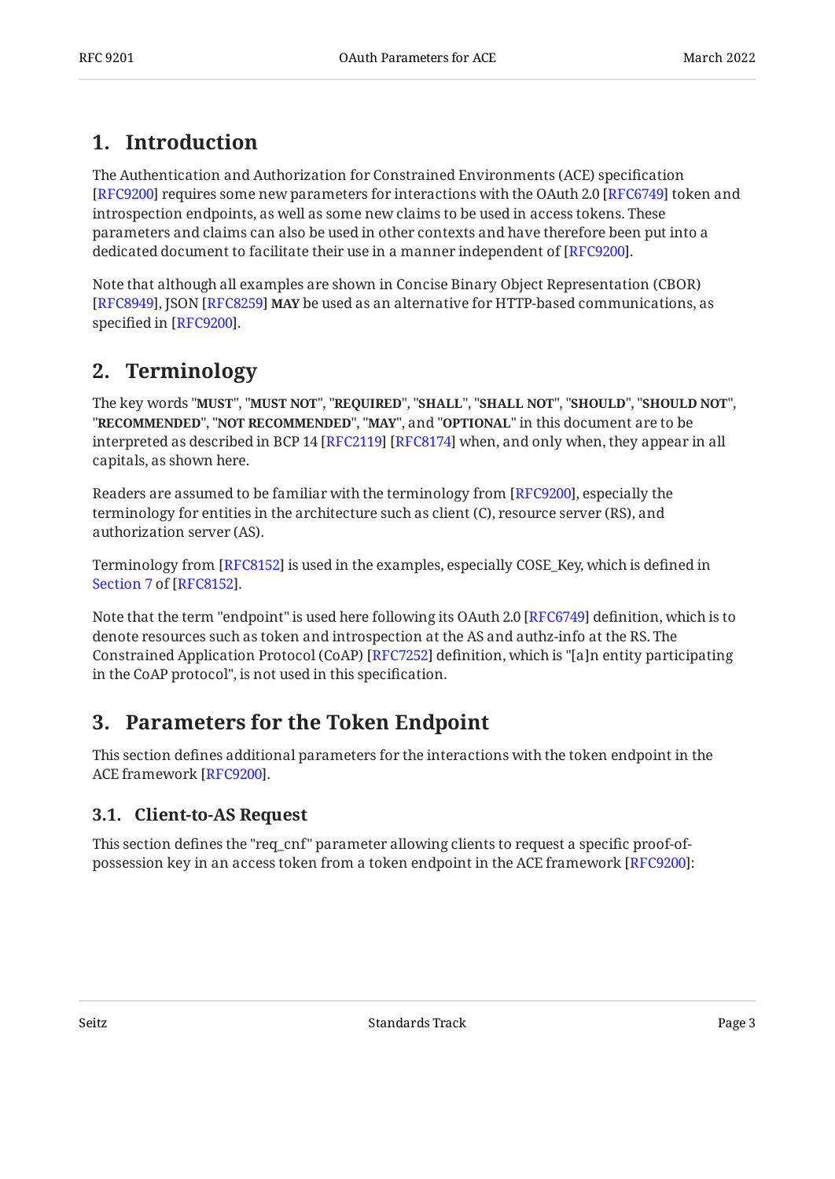# 1. Introduction

The Authentication and Authorization for Constrained Environments (ACE) specification [RFC9200] requires some new parameters for interactions with the OAuth 2.0 [RFC6749] token and introspection endpoints, as well as some new claims to be used in access tokens. These parameters and claims can also be used in other contexts and have therefore been put into a dedicated document to facilitate their use in a manner independent of [RFC9200].

Note that although all examples are shown in Concise Binary Object Representation (CBOR) [RFC8949], JSON [RFC8259] **MAY** be used as an alternative for HTTP-based communications, as specified in [RFC9200].

# 2. Terminology

The key words "**MUST**", "**MUST NOT**", "**REQUIRED**", "**SHALL**", "**SHALL NOT**", "**SHOULD**", "**SHOULD NOT**", "**RECOMMENDED**", "**NOT RECOMMENDED**", "**MAY**", and "**OPTIONAL**" in this document are to be interpreted as described in BCP 14 [RFC2119] [RFC8174] when, and only when, they appear in all capitals, as shown here.

Readers are assumed to be familiar with the terminology from [RFC9200], especially the terminology for entities in the architecture such as client (C), resource server (RS), and authorization server (AS).

Terminology from [RFC8152] is used in the examples, especially COSE_Key, which is defined in Section 7 of [RFC8152].

Note that the term "endpoint" is used here following its OAuth 2.0 [RFC6749] definition, which is to denote resources such as token and introspection at the AS and authz-info at the RS. The Constrained Application Protocol (CoAP) [RFC7252] definition, which is "[a]n entity participating in the CoAP protocol", is not used in this specification.

# 3. Parameters for the Token Endpoint

This section defines additional parameters for the interactions with the token endpoint in the ACE framework [RFC9200].

## 3.1. Client-to-AS Request

This section defines the "req_cnf" parameter allowing clients to request a specific proof-of-possession key in an access token from a token endpoint in the ACE framework [RFC9200]: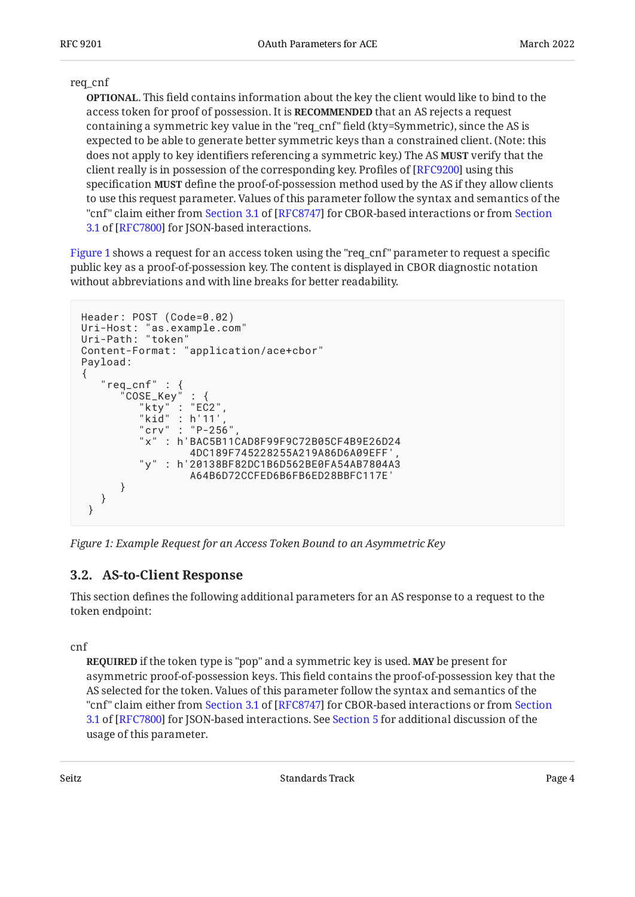req_cnf

**OPTIONAL**. This field contains information about the key the client would like to bind to the access token for proof of possession. It is **RECOMMENDED** that an AS rejects a request containing a symmetric key value in the "req_cnf" field (kty=Symmetric), since the AS is expected to be able to generate better symmetric keys than a constrained client. (Note: this does not apply to key identifiers referencing a symmetric key.) The AS **MUST** verify that the client really is in possession of the corresponding key. Profiles of [RFC9200] using this specification **MUST** define the proof-of-possession method used by the AS if they allow clients to use this request parameter. Values of this parameter follow the syntax and semantics of the "cnf" claim either from Section 3.1 of [RFC8747] for CBOR-based interactions or from Section 3.1 of [RFC7800] for JSON-based interactions.

Figure 1 shows a request for an access token using the "req_cnf" parameter to request a specific public key as a proof-of-possession key. The content is displayed in CBOR diagnostic notation without abbreviations and with line breaks for better readability.

```
Header: POST (Code=0.02)
Uri-Host: "as.example.com"
Uri-Path: "token"
Content-Format: "application/ace+cbor"
Payload:
{
   "req_cnf" : {
      "COSE_Key" : {
         "kty" : "EC2",
         "kid" : h'11',
         "crv" : "P-256",
         "x" : h'BAC5B11CAD8F99F9C72B05CF4B9E26D24
                 4DC189F745228255A219A86D6A09EFF',
         "y" : h'20138BF82DC1B6D562BE0FA54AB7804A3
                 A64B6D72CCFED6B6FB6ED28BBFC117E'
      }
   }
 }
```

*Figure 1: Example Request for an Access Token Bound to an Asymmetric Key*

## 3.2. AS-to-Client Response

This section defines the following additional parameters for an AS response to a request to the token endpoint:

cnf

**REQUIRED** if the token type is "pop" and a symmetric key is used. **MAY** be present for asymmetric proof-of-possession keys. This field contains the proof-of-possession key that the AS selected for the token. Values of this parameter follow the syntax and semantics of the "cnf" claim either from Section 3.1 of [RFC8747] for CBOR-based interactions or from Section 3.1 of [RFC7800] for JSON-based interactions. See Section 5 for additional discussion of the usage of this parameter.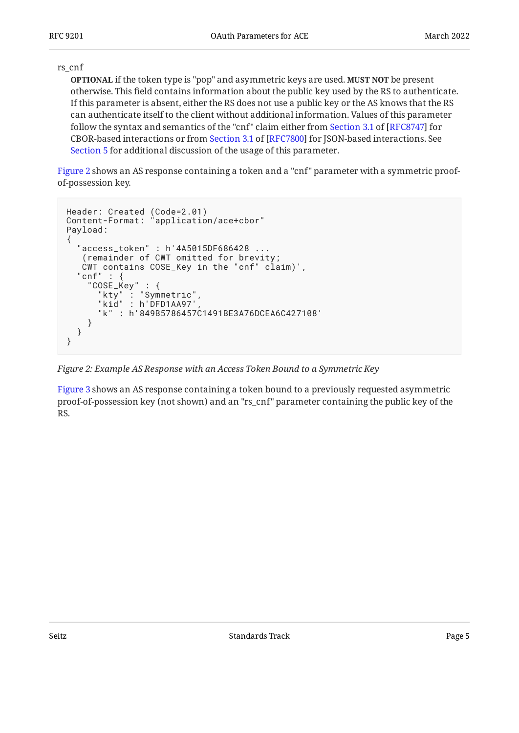rs_cnf

**OPTIONAL** if the token type is "pop" and asymmetric keys are used. **MUST NOT** be present otherwise. This field contains information about the public key used by the RS to authenticate. If this parameter is absent, either the RS does not use a public key or the AS knows that the RS can authenticate itself to the client without additional information. Values of this parameter follow the syntax and semantics of the "cnf" claim either from Section 3.1 of [RFC8747] for CBOR-based interactions or from Section 3.1 of [RFC7800] for JSON-based interactions. See Section 5 for additional discussion of the usage of this parameter.

Figure 2 shows an AS response containing a token and a "cnf" parameter with a symmetric proof-of-possession key.

```
Header: Created (Code=2.01)
Content-Format: "application/ace+cbor"
Payload:
{
  "access_token" : h'4A5015DF686428 ...
   (remainder of CWT omitted for brevity;
   CWT contains COSE_Key in the "cnf" claim)',
  "cnf" : {
    "COSE_Key" : {
      "kty" : "Symmetric",
      "kid" : h'DFD1AA97',
      "k" : h'849B5786457C1491BE3A76DCEA6C427108'
    }
  }
}
```

*Figure 2: Example AS Response with an Access Token Bound to a Symmetric Key*

Figure 3 shows an AS response containing a token bound to a previously requested asymmetric proof-of-possession key (not shown) and an "rs_cnf" parameter containing the public key of the RS.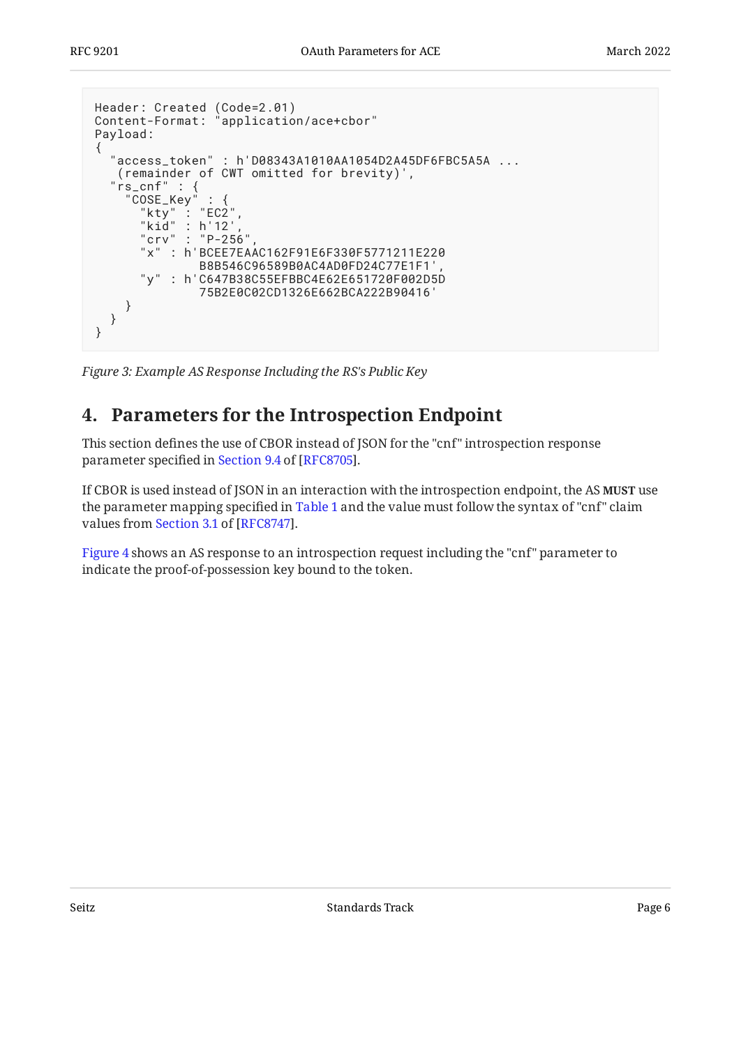```
Header: Created (Code=2.01)
Content-Format: "application/ace+cbor"
Payload:
{
  "access_token" : h'D08343A1010AA1054D2A45DF6FBC5A5A ...
   (remainder of CWT omitted for brevity)',
  "rs_cnf" : {
    "COSE_Key" : {
      "kty" : "EC2",
      "kid" : h'12',
      "crv" : "P-256",
      "x" : h'BCEE7EAAC162F91E6F330F5771211E220
              B8B546C96589B0AC4AD0FD24C77E1F1',
      "y" : h'C647B38C55EFBBC4E62E651720F002D5D
              75B2E0C02CD1326E662BCA222B90416'
    }
  }
}
```

*Figure 3: Example AS Response Including the RS's Public Key*

## 4. Parameters for the Introspection Endpoint

This section defines the use of CBOR instead of JSON for the "cnf" introspection response parameter specified in Section 9.4 of [RFC8705].

If CBOR is used instead of JSON in an interaction with the introspection endpoint, the AS **MUST** use the parameter mapping specified in Table 1 and the value must follow the syntax of "cnf" claim values from Section 3.1 of [RFC8747].

Figure 4 shows an AS response to an introspection request including the "cnf" parameter to indicate the proof-of-possession key bound to the token.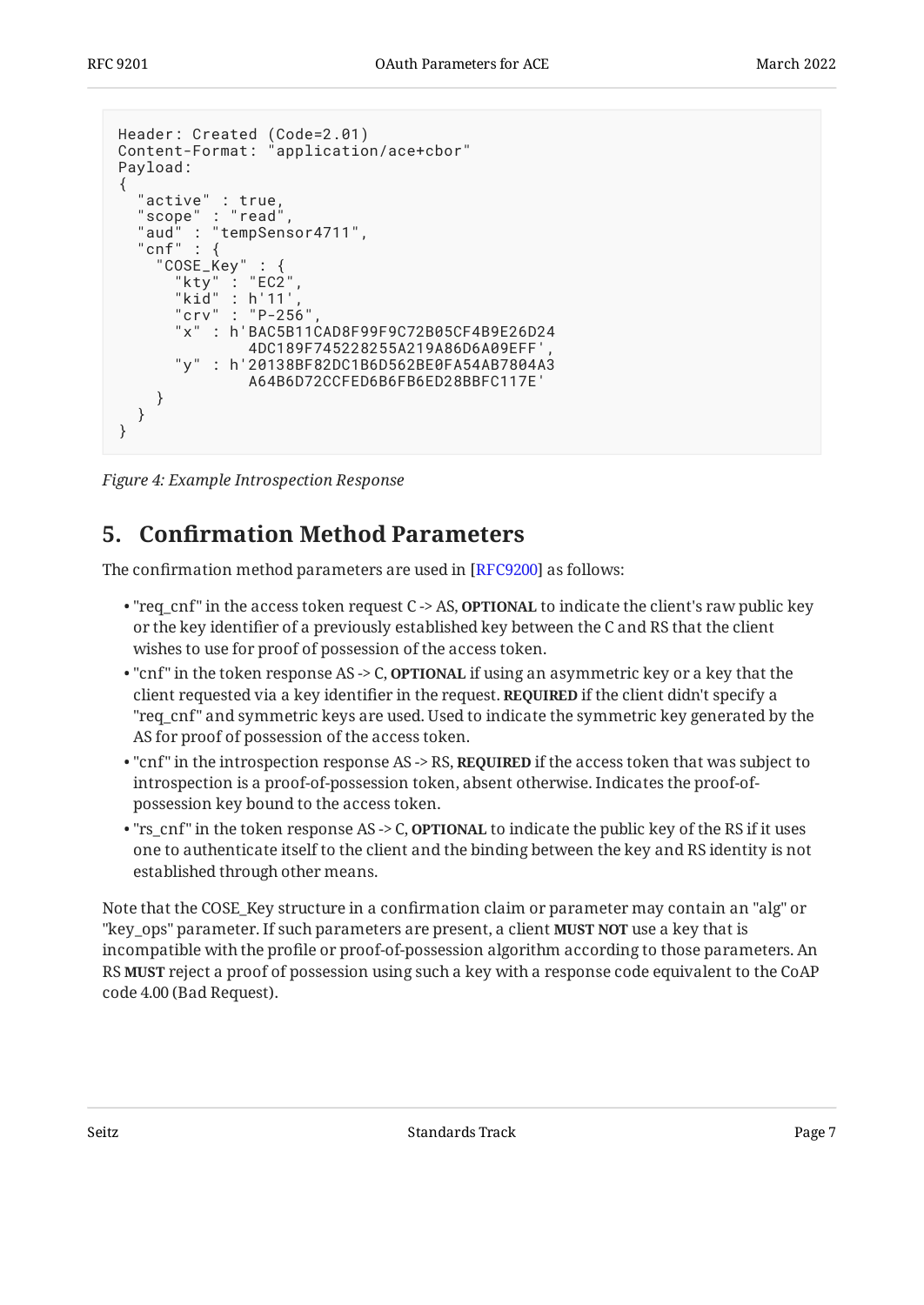```
Header: Created (Code=2.01)
Content-Format: "application/ace+cbor"
Payload:
{
  "active" : true,
  "scope" : "read",
  "aud" : "tempSensor4711",
  "cnf" : {
    "COSE_Key" : {
      "kty" : "EC2",
      "kid" : h'11',
      "crv" : "P-256",
      "x" : h'BAC5B11CAD8F99F9C72B05CF4B9E26D24
              4DC189F745228255A219A86D6A09EFF',
      "y" : h'20138BF82DC1B6D562BE0FA54AB7804A3
              A64B6D72CCFED6B6FB6ED28BBFC117E'
    }
  }
}
```

*Figure 4: Example Introspection Response*

## 5. Confirmation Method Parameters

The confirmation method parameters are used in [RFC9200] as follows:

- "req_cnf" in the access token request C -> AS, **OPTIONAL** to indicate the client's raw public key or the key identifier of a previously established key between the C and RS that the client wishes to use for proof of possession of the access token.
- "cnf" in the token response AS -> C, **OPTIONAL** if using an asymmetric key or a key that the client requested via a key identifier in the request. **REQUIRED** if the client didn't specify a "req_cnf" and symmetric keys are used. Used to indicate the symmetric key generated by the AS for proof of possession of the access token.
- "cnf" in the introspection response AS -> RS, **REQUIRED** if the access token that was subject to introspection is a proof-of-possession token, absent otherwise. Indicates the proof-of-possession key bound to the access token.
- "rs_cnf" in the token response AS -> C, **OPTIONAL** to indicate the public key of the RS if it uses one to authenticate itself to the client and the binding between the key and RS identity is not established through other means.

Note that the COSE_Key structure in a confirmation claim or parameter may contain an "alg" or "key_ops" parameter. If such parameters are present, a client **MUST NOT** use a key that is incompatible with the profile or proof-of-possession algorithm according to those parameters. An RS **MUST** reject a proof of possession using such a key with a response code equivalent to the CoAP code 4.00 (Bad Request).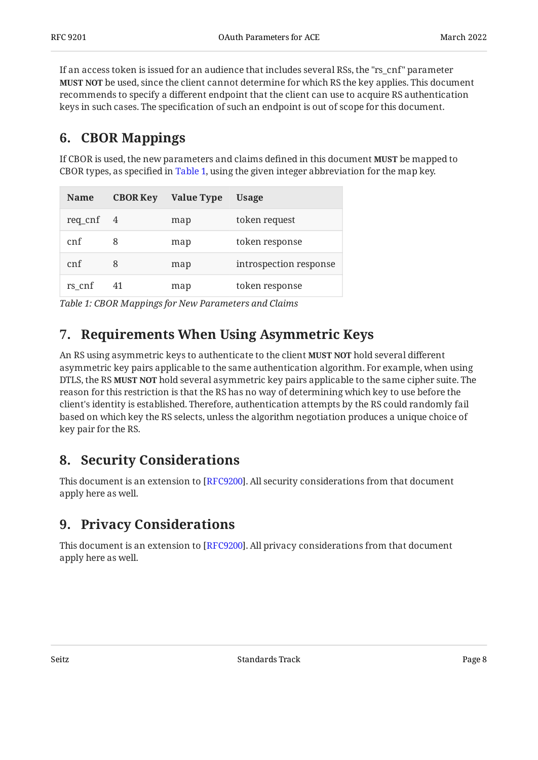If an access token is issued for an audience that includes several RSs, the "rs_cnf" parameter **MUST NOT** be used, since the client cannot determine for which RS the key applies. This document recommends to specify a different endpoint that the client can use to acquire RS authentication keys in such cases. The specification of such an endpoint is out of scope for this document.

## 6. CBOR Mappings

If CBOR is used, the new parameters and claims defined in this document **MUST** be mapped to CBOR types, as specified in Table 1, using the given integer abbreviation for the map key.

| Name | CBOR Key | Value Type | Usage |
| --- | --- | --- | --- |
| req_cnf | 4 | map | token request |
| cnf | 8 | map | token response |
| cnf | 8 | map | introspection response |
| rs_cnf | 41 | map | token response |

*Table 1: CBOR Mappings for New Parameters and Claims*

## 7. Requirements When Using Asymmetric Keys

An RS using asymmetric keys to authenticate to the client **MUST NOT** hold several different asymmetric key pairs applicable to the same authentication algorithm. For example, when using DTLS, the RS **MUST NOT** hold several asymmetric key pairs applicable to the same cipher suite. The reason for this restriction is that the RS has no way of determining which key to use before the client's identity is established. Therefore, authentication attempts by the RS could randomly fail based on which key the RS selects, unless the algorithm negotiation produces a unique choice of key pair for the RS.

## 8. Security Considerations

This document is an extension to [RFC9200]. All security considerations from that document apply here as well.

## 9. Privacy Considerations

This document is an extension to [RFC9200]. All privacy considerations from that document apply here as well.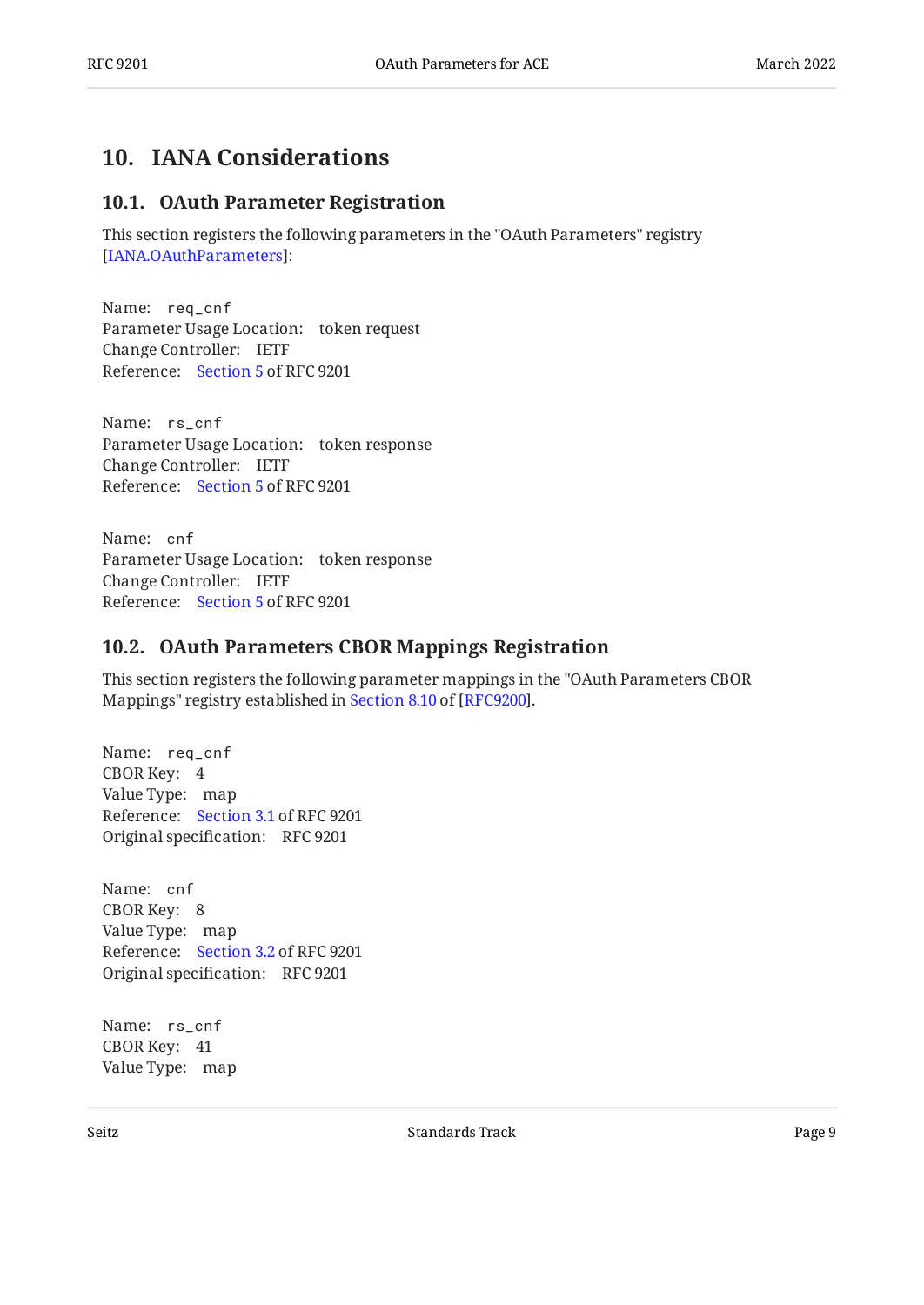## 10. IANA Considerations

### 10.1. OAuth Parameter Registration

This section registers the following parameters in the "OAuth Parameters" registry [IANA.OAuthParameters]:

Name: `req_cnf`
Parameter Usage Location: token request
Change Controller: IETF
Reference: Section 5 of RFC 9201

Name: `rs_cnf`
Parameter Usage Location: token response
Change Controller: IETF
Reference: Section 5 of RFC 9201

Name: `cnf`
Parameter Usage Location: token response
Change Controller: IETF
Reference: Section 5 of RFC 9201

### 10.2. OAuth Parameters CBOR Mappings Registration

This section registers the following parameter mappings in the "OAuth Parameters CBOR Mappings" registry established in Section 8.10 of [RFC9200].

Name: `req_cnf`
CBOR Key: 4
Value Type: map
Reference: Section 3.1 of RFC 9201
Original specification: RFC 9201

Name: `cnf`
CBOR Key: 8
Value Type: map
Reference: Section 3.2 of RFC 9201
Original specification: RFC 9201

Name: `rs_cnf`
CBOR Key: 41
Value Type: map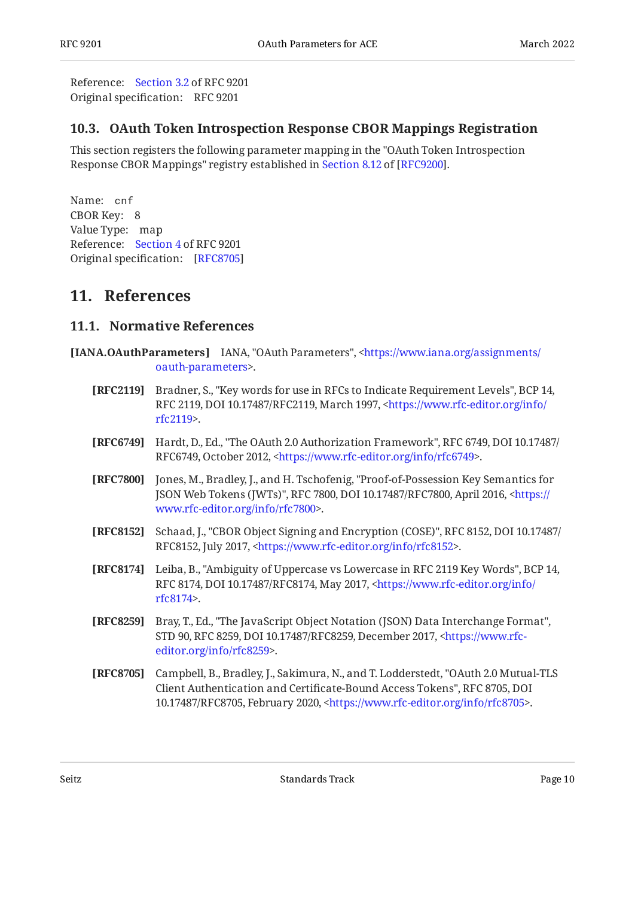Reference: Section 3.2 of RFC 9201
Original specification: RFC 9201

### 10.3. OAuth Token Introspection Response CBOR Mappings Registration

This section registers the following parameter mapping in the "OAuth Token Introspection Response CBOR Mappings" registry established in Section 8.12 of [RFC9200].

Name: `cnf`
CBOR Key: 8
Value Type: map
Reference: Section 4 of RFC 9201
Original specification: [RFC8705]

## 11. References

### 11.1. Normative References

**[IANA.OAuthParameters]** IANA, "OAuth Parameters", <https://www.iana.org/assignments/oauth-parameters>.

**[RFC2119]** Bradner, S., "Key words for use in RFCs to Indicate Requirement Levels", BCP 14, RFC 2119, DOI 10.17487/RFC2119, March 1997, <https://www.rfc-editor.org/info/rfc2119>.

**[RFC6749]** Hardt, D., Ed., "The OAuth 2.0 Authorization Framework", RFC 6749, DOI 10.17487/RFC6749, October 2012, <https://www.rfc-editor.org/info/rfc6749>.

**[RFC7800]** Jones, M., Bradley, J., and H. Tschofenig, "Proof-of-Possession Key Semantics for JSON Web Tokens (JWTs)", RFC 7800, DOI 10.17487/RFC7800, April 2016, <https://www.rfc-editor.org/info/rfc7800>.

**[RFC8152]** Schaad, J., "CBOR Object Signing and Encryption (COSE)", RFC 8152, DOI 10.17487/RFC8152, July 2017, <https://www.rfc-editor.org/info/rfc8152>.

**[RFC8174]** Leiba, B., "Ambiguity of Uppercase vs Lowercase in RFC 2119 Key Words", BCP 14, RFC 8174, DOI 10.17487/RFC8174, May 2017, <https://www.rfc-editor.org/info/rfc8174>.

**[RFC8259]** Bray, T., Ed., "The JavaScript Object Notation (JSON) Data Interchange Format", STD 90, RFC 8259, DOI 10.17487/RFC8259, December 2017, <https://www.rfc-editor.org/info/rfc8259>.

**[RFC8705]** Campbell, B., Bradley, J., Sakimura, N., and T. Lodderstedt, "OAuth 2.0 Mutual-TLS Client Authentication and Certificate-Bound Access Tokens", RFC 8705, DOI 10.17487/RFC8705, February 2020, <https://www.rfc-editor.org/info/rfc8705>.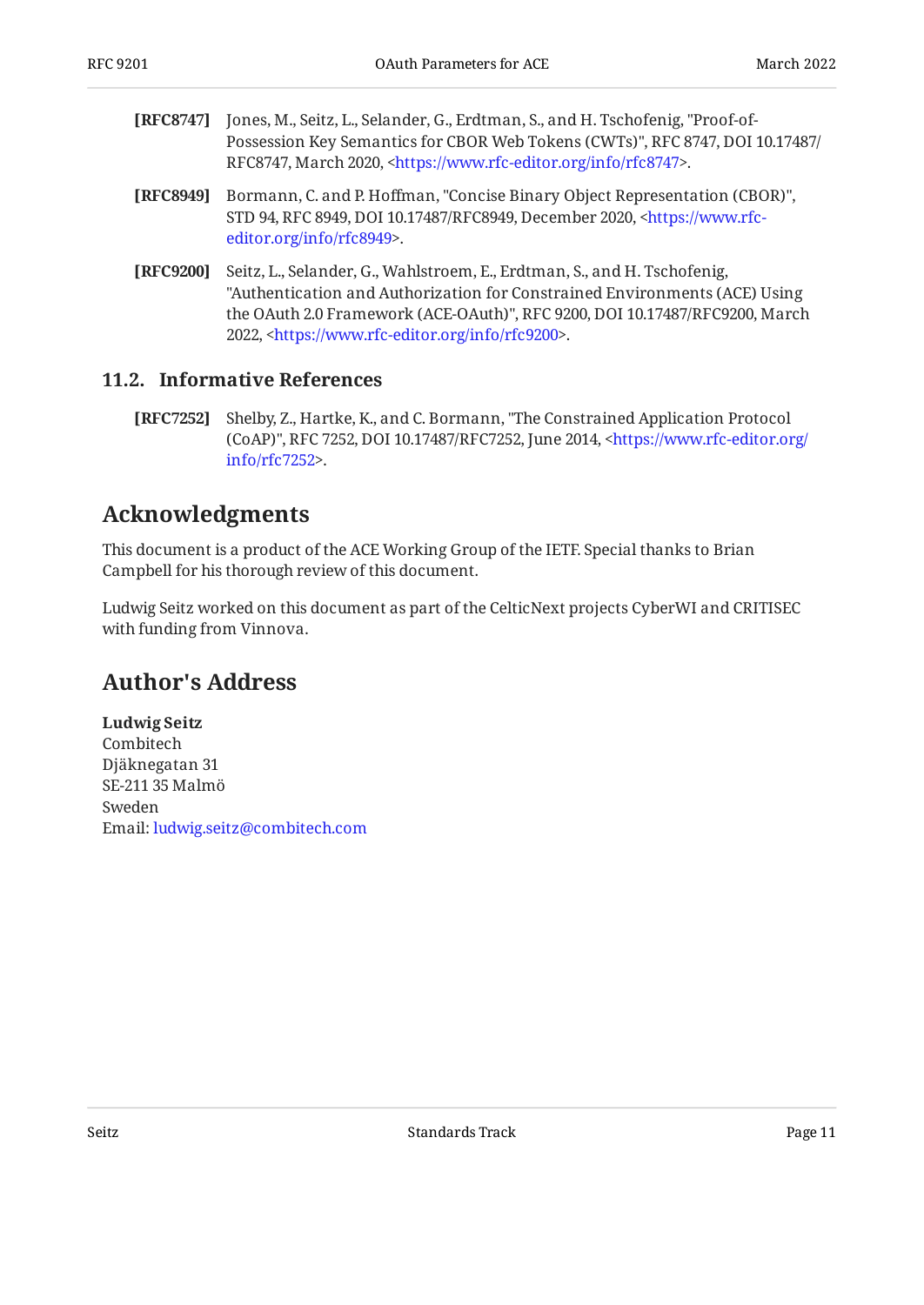**[RFC8747]** Jones, M., Seitz, L., Selander, G., Erdtman, S., and H. Tschofenig, "Proof-of-Possession Key Semantics for CBOR Web Tokens (CWTs)", RFC 8747, DOI 10.17487/RFC8747, March 2020, <https://www.rfc-editor.org/info/rfc8747>.

**[RFC8949]** Bormann, C. and P. Hoffman, "Concise Binary Object Representation (CBOR)", STD 94, RFC 8949, DOI 10.17487/RFC8949, December 2020, <https://www.rfc-editor.org/info/rfc8949>.

**[RFC9200]** Seitz, L., Selander, G., Wahlstroem, E., Erdtman, S., and H. Tschofenig, "Authentication and Authorization for Constrained Environments (ACE) Using the OAuth 2.0 Framework (ACE-OAuth)", RFC 9200, DOI 10.17487/RFC9200, March 2022, <https://www.rfc-editor.org/info/rfc9200>.

### 11.2. Informative References

**[RFC7252]** Shelby, Z., Hartke, K., and C. Bormann, "The Constrained Application Protocol (CoAP)", RFC 7252, DOI 10.17487/RFC7252, June 2014, <https://www.rfc-editor.org/info/rfc7252>.

## Acknowledgments

This document is a product of the ACE Working Group of the IETF. Special thanks to Brian Campbell for his thorough review of this document.

Ludwig Seitz worked on this document as part of the CelticNext projects CyberWI and CRITISEC with funding from Vinnova.

## Author's Address

**Ludwig Seitz**
Combitech
Djäknegatan 31
SE-211 35 Malmö
Sweden
Email: ludwig.seitz@combitech.com